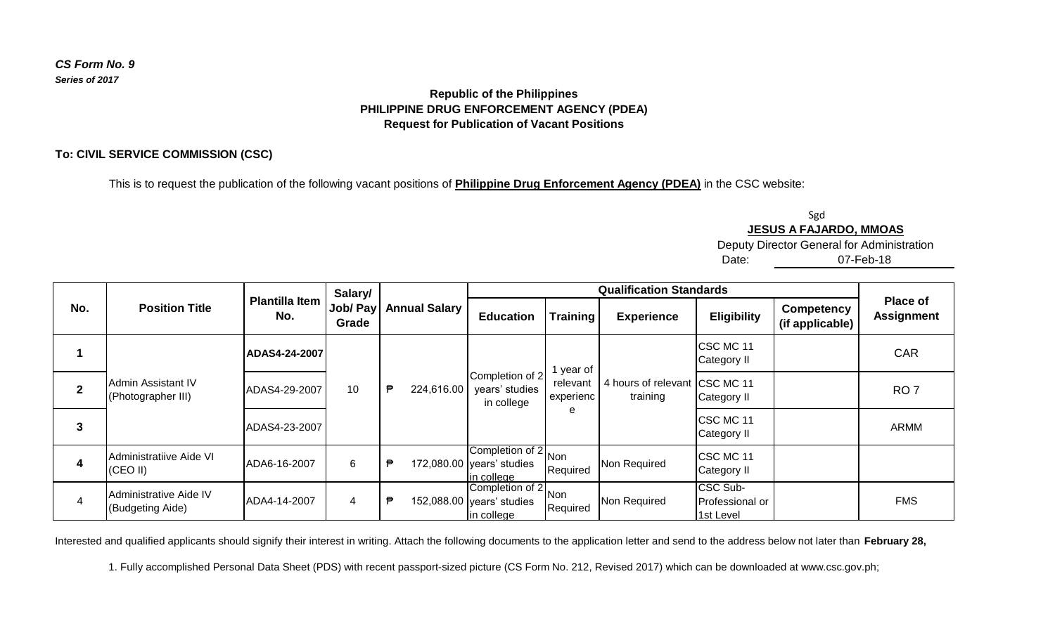***CS Form No. 9***
***Series of 2017***

**Republic of the Philippines**
**PHILIPPINE DRUG ENFORCEMENT AGENCY (PDEA)**
**Request for Publication of Vacant Positions**

**To: CIVIL SERVICE COMMISSION (CSC)**

This is to request the publication of the following vacant positions of **Philippine Drug Enforcement Agency (PDEA)** in the CSC website:

Sgd
**JESUS A FAJARDO, MMOAS**
Deputy Director General for Administration
Date: 07-Feb-18

| No. | Position Title | Plantilla Item No. | Salary/ Job/ Pay Grade | Annual Salary | Qualification Standards | | | | | Place of Assignment |
|---|---|---|---|---|---|---|---|---|---|---|
| | | | | | Education | Training | Experience | Eligibility | Competency (if applicable) | |
| **1** | Admin Assistant IV (Photographer III) | **ADAS4-24-2007** | 10 | ₱ 224,616.00 | Completion of 2 years' studies in college | 1 year of relevant experience | 4 hours of relevant training | CSC MC 11 Category II | | CAR |
| **2** | | ADAS4-29-2007 | | | | | | CSC MC 11 Category II | | RO 7 |
| **3** | | ADAS4-23-2007 | | | | | | CSC MC 11 Category II | | ARMM |
| **4** | Administratiive Aide VI (CEO II) | ADA6-16-2007 | 6 | ₱ 172,080.00 | Completion of 2 years' studies in college | Non Required | Non Required | CSC MC 11 Category II | | |
| 4 | Administrative Aide IV (Budgeting Aide) | ADA4-14-2007 | 4 | ₱ 152,088.00 | Completion of 2 years' studies in college | Non Required | Non Required | CSC Sub-Professional or 1st Level | | FMS |

Interested and qualified applicants should signify their interest in writing. Attach the following documents to the application letter and send to the address below not later than **February 28,**

1. Fully accomplished Personal Data Sheet (PDS) with recent passport-sized picture (CS Form No. 212, Revised 2017) which can be downloaded at www.csc.gov.ph;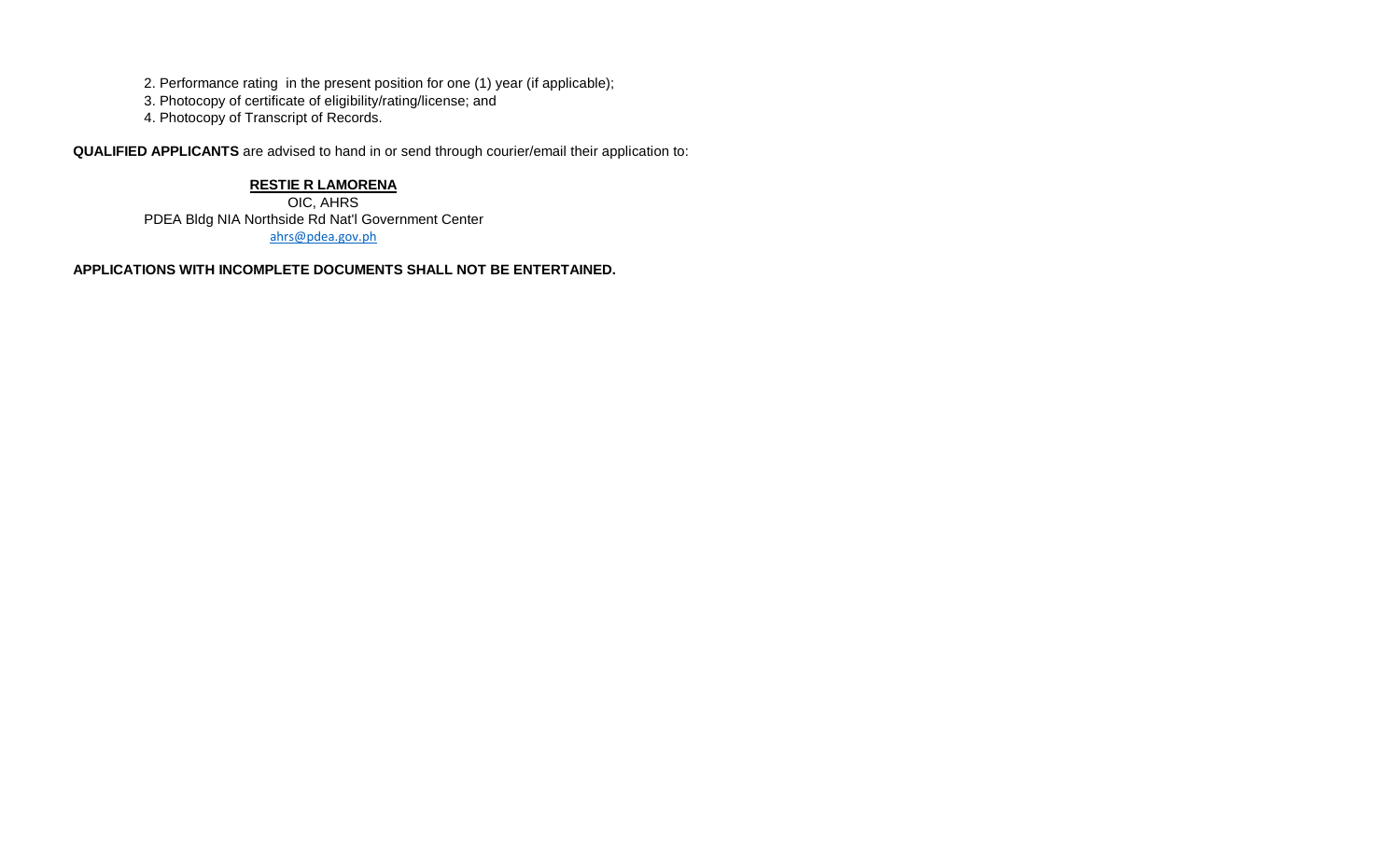2. Performance rating in the present position for one (1) year (if applicable);
3. Photocopy of certificate of eligibility/rating/license; and
4. Photocopy of Transcript of Records.

**QUALIFIED APPLICANTS** are advised to hand in or send through courier/email their application to:

**RESTIE R LAMORENA**
OIC, AHRS
PDEA Bldg NIA Northside Rd Nat'l Government Center
ahrs@pdea.gov.ph

**APPLICATIONS WITH INCOMPLETE DOCUMENTS SHALL NOT BE ENTERTAINED.**